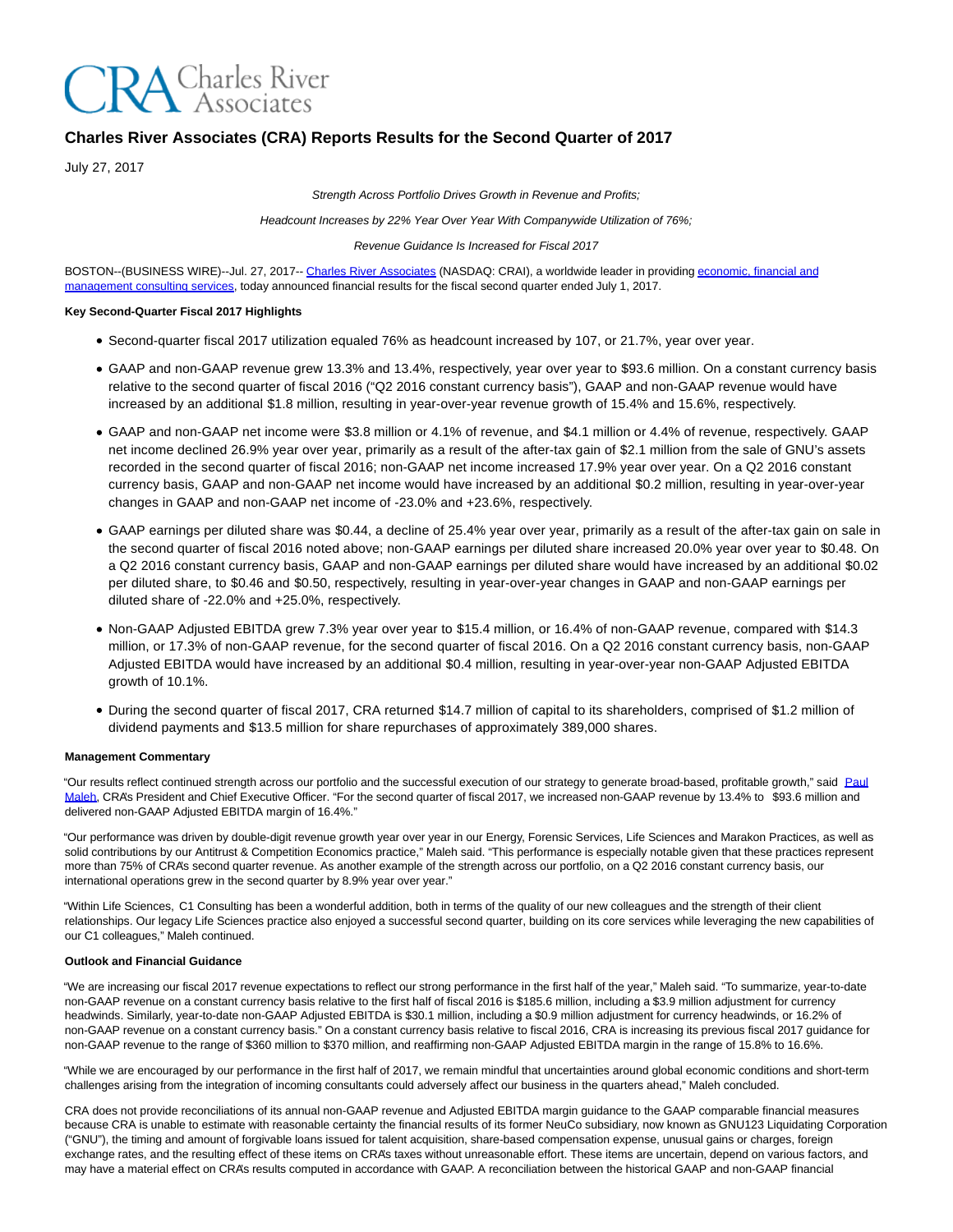CRA Charles River Associates

# Charles River Associates (CRA) Reports Results for the Second Quarter of 2017

July 27, 2017

*Strength Across Portfolio Drives Growth in Revenue and Profits;*

*Headcount Increases by 22% Year Over Year With Companywide Utilization of 76%;*

*Revenue Guidance Is Increased for Fiscal 2017*

BOSTON--(BUSINESS WIRE)--Jul. 27, 2017-- Charles River Associates (NASDAQ: CRAI), a worldwide leader in providing economic, financial and management consulting services, today announced financial results for the fiscal second quarter ended July 1, 2017.

**Key Second-Quarter Fiscal 2017 Highlights**

- Second-quarter fiscal 2017 utilization equaled 76% as headcount increased by 107, or 21.7%, year over year.
- GAAP and non-GAAP revenue grew 13.3% and 13.4%, respectively, year over year to $93.6 million. On a constant currency basis relative to the second quarter of fiscal 2016 ("Q2 2016 constant currency basis"), GAAP and non-GAAP revenue would have increased by an additional $1.8 million, resulting in year-over-year revenue growth of 15.4% and 15.6%, respectively.
- GAAP and non-GAAP net income were $3.8 million or 4.1% of revenue, and $4.1 million or 4.4% of revenue, respectively. GAAP net income declined 26.9% year over year, primarily as a result of the after-tax gain of $2.1 million from the sale of GNU's assets recorded in the second quarter of fiscal 2016; non-GAAP net income increased 17.9% year over year. On a Q2 2016 constant currency basis, GAAP and non-GAAP net income would have increased by an additional $0.2 million, resulting in year-over-year changes in GAAP and non-GAAP net income of -23.0% and +23.6%, respectively.
- GAAP earnings per diluted share was $0.44, a decline of 25.4% year over year, primarily as a result of the after-tax gain on sale in the second quarter of fiscal 2016 noted above; non-GAAP earnings per diluted share increased 20.0% year over year to $0.48. On a Q2 2016 constant currency basis, GAAP and non-GAAP earnings per diluted share would have increased by an additional $0.02 per diluted share, to $0.46 and $0.50, respectively, resulting in year-over-year changes in GAAP and non-GAAP earnings per diluted share of -22.0% and +25.0%, respectively.
- Non-GAAP Adjusted EBITDA grew 7.3% year over year to $15.4 million, or 16.4% of non-GAAP revenue, compared with $14.3 million, or 17.3% of non-GAAP revenue, for the second quarter of fiscal 2016. On a Q2 2016 constant currency basis, non-GAAP Adjusted EBITDA would have increased by an additional $0.4 million, resulting in year-over-year non-GAAP Adjusted EBITDA growth of 10.1%.
- During the second quarter of fiscal 2017, CRA returned $14.7 million of capital to its shareholders, comprised of $1.2 million of dividend payments and $13.5 million for share repurchases of approximately 389,000 shares.

**Management Commentary**

"Our results reflect continued strength across our portfolio and the successful execution of our strategy to generate broad-based, profitable growth," said Paul Maleh, CRA's President and Chief Executive Officer. "For the second quarter of fiscal 2017, we increased non-GAAP revenue by 13.4% to $93.6 million and delivered non-GAAP Adjusted EBITDA margin of 16.4%."

"Our performance was driven by double-digit revenue growth year over year in our Energy, Forensic Services, Life Sciences and Marakon Practices, as well as solid contributions by our Antitrust & Competition Economics practice," Maleh said. "This performance is especially notable given that these practices represent more than 75% of CRA's second quarter revenue. As another example of the strength across our portfolio, on a Q2 2016 constant currency basis, our international operations grew in the second quarter by 8.9% year over year."

"Within Life Sciences, C1 Consulting has been a wonderful addition, both in terms of the quality of our new colleagues and the strength of their client relationships. Our legacy Life Sciences practice also enjoyed a successful second quarter, building on its core services while leveraging the new capabilities of our C1 colleagues," Maleh continued.

**Outlook and Financial Guidance**

"We are increasing our fiscal 2017 revenue expectations to reflect our strong performance in the first half of the year," Maleh said. "To summarize, year-to-date non-GAAP revenue on a constant currency basis relative to the first half of fiscal 2016 is $185.6 million, including a $3.9 million adjustment for currency headwinds. Similarly, year-to-date non-GAAP Adjusted EBITDA is $30.1 million, including a $0.9 million adjustment for currency headwinds, or 16.2% of non-GAAP revenue on a constant currency basis." On a constant currency basis relative to fiscal 2016, CRA is increasing its previous fiscal 2017 guidance for non-GAAP revenue to the range of $360 million to $370 million, and reaffirming non-GAAP Adjusted EBITDA margin in the range of 15.8% to 16.6%.

"While we are encouraged by our performance in the first half of 2017, we remain mindful that uncertainties around global economic conditions and short-term challenges arising from the integration of incoming consultants could adversely affect our business in the quarters ahead," Maleh concluded.

CRA does not provide reconciliations of its annual non-GAAP revenue and Adjusted EBITDA margin guidance to the GAAP comparable financial measures because CRA is unable to estimate with reasonable certainty the financial results of its former NeuCo subsidiary, now known as GNU123 Liquidating Corporation ("GNU"), the timing and amount of forgivable loans issued for talent acquisition, share-based compensation expense, unusual gains or charges, foreign exchange rates, and the resulting effect of these items on CRA's taxes without unreasonable effort. These items are uncertain, depend on various factors, and may have a material effect on CRA's results computed in accordance with GAAP. A reconciliation between the historical GAAP and non-GAAP financial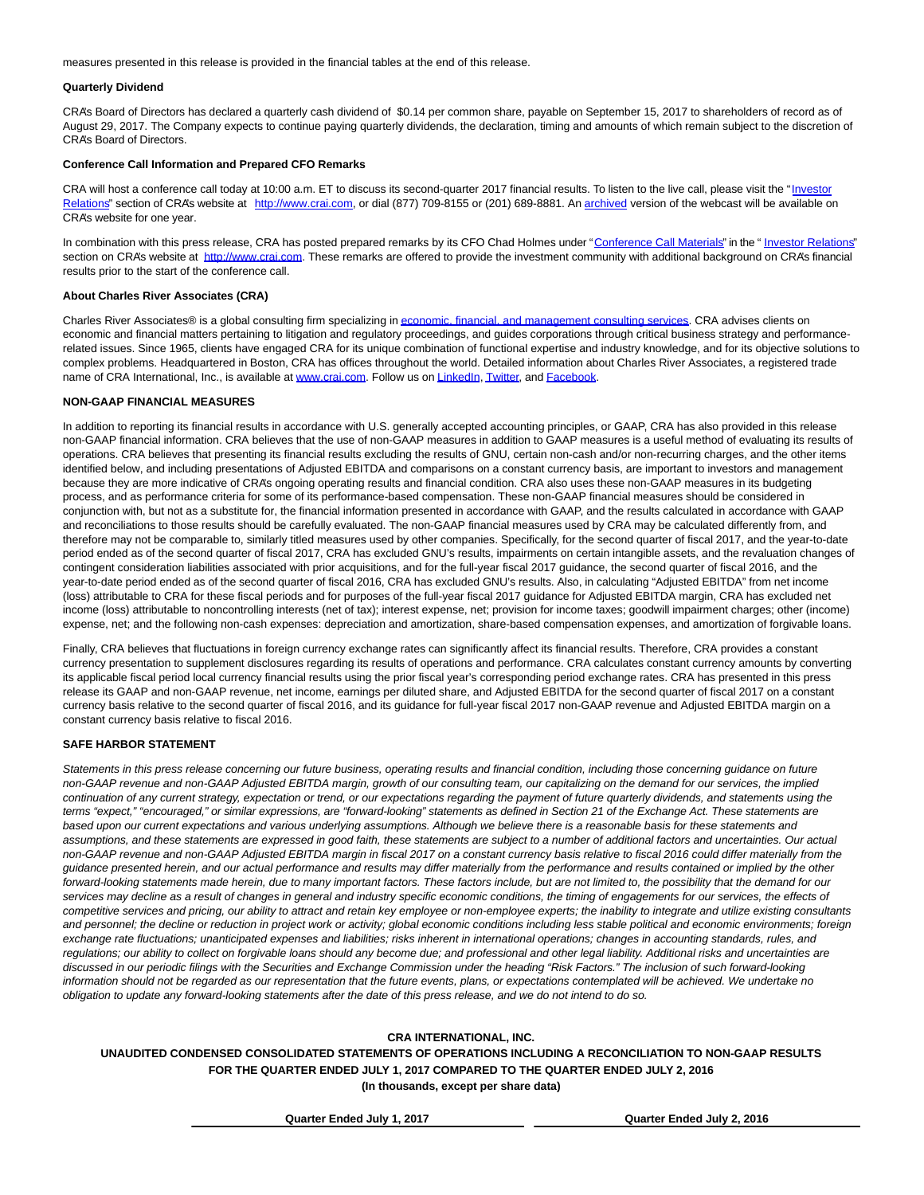measures presented in this release is provided in the financial tables at the end of this release.

**Quarterly Dividend**

CRA's Board of Directors has declared a quarterly cash dividend of $0.14 per common share, payable on September 15, 2017 to shareholders of record as of August 29, 2017. The Company expects to continue paying quarterly dividends, the declaration, timing and amounts of which remain subject to the discretion of CRA's Board of Directors.

**Conference Call Information and Prepared CFO Remarks**

CRA will host a conference call today at 10:00 a.m. ET to discuss its second-quarter 2017 financial results. To listen to the live call, please visit the "Investor Relations" section of CRA's website at http://www.crai.com, or dial (877) 709-8155 or (201) 689-8881. An archived version of the webcast will be available on CRA's website for one year.

In combination with this press release, CRA has posted prepared remarks by its CFO Chad Holmes under "Conference Call Materials" in the " Investor Relations" section on CRA's website at http://www.crai.com. These remarks are offered to provide the investment community with additional background on CRA's financial results prior to the start of the conference call.

**About Charles River Associates (CRA)**

Charles River Associates® is a global consulting firm specializing in economic, financial, and management consulting services. CRA advises clients on economic and financial matters pertaining to litigation and regulatory proceedings, and guides corporations through critical business strategy and performance-related issues. Since 1965, clients have engaged CRA for its unique combination of functional expertise and industry knowledge, and for its objective solutions to complex problems. Headquartered in Boston, CRA has offices throughout the world. Detailed information about Charles River Associates, a registered trade name of CRA International, Inc., is available at www.crai.com. Follow us on LinkedIn, Twitter, and Facebook.

**NON-GAAP FINANCIAL MEASURES**

In addition to reporting its financial results in accordance with U.S. generally accepted accounting principles, or GAAP, CRA has also provided in this release non-GAAP financial information. CRA believes that the use of non-GAAP measures in addition to GAAP measures is a useful method of evaluating its results of operations. CRA believes that presenting its financial results excluding the results of GNU, certain non-cash and/or non-recurring charges, and the other items identified below, and including presentations of Adjusted EBITDA and comparisons on a constant currency basis, are important to investors and management because they are more indicative of CRA's ongoing operating results and financial condition. CRA also uses these non-GAAP measures in its budgeting process, and as performance criteria for some of its performance-based compensation. These non-GAAP financial measures should be considered in conjunction with, but not as a substitute for, the financial information presented in accordance with GAAP, and the results calculated in accordance with GAAP and reconciliations to those results should be carefully evaluated. The non-GAAP financial measures used by CRA may be calculated differently from, and therefore may not be comparable to, similarly titled measures used by other companies. Specifically, for the second quarter of fiscal 2017, and the year-to-date period ended as of the second quarter of fiscal 2017, CRA has excluded GNU's results, impairments on certain intangible assets, and the revaluation changes of contingent consideration liabilities associated with prior acquisitions, and for the full-year fiscal 2017 guidance, the second quarter of fiscal 2016, and the year-to-date period ended as of the second quarter of fiscal 2016, CRA has excluded GNU's results. Also, in calculating "Adjusted EBITDA" from net income (loss) attributable to CRA for these fiscal periods and for purposes of the full-year fiscal 2017 guidance for Adjusted EBITDA margin, CRA has excluded net income (loss) attributable to noncontrolling interests (net of tax); interest expense, net; provision for income taxes; goodwill impairment charges; other (income) expense, net; and the following non-cash expenses: depreciation and amortization, share-based compensation expenses, and amortization of forgivable loans.

Finally, CRA believes that fluctuations in foreign currency exchange rates can significantly affect its financial results. Therefore, CRA provides a constant currency presentation to supplement disclosures regarding its results of operations and performance. CRA calculates constant currency amounts by converting its applicable fiscal period local currency financial results using the prior fiscal year's corresponding period exchange rates. CRA has presented in this press release its GAAP and non-GAAP revenue, net income, earnings per diluted share, and Adjusted EBITDA for the second quarter of fiscal 2017 on a constant currency basis relative to the second quarter of fiscal 2016, and its guidance for full-year fiscal 2017 non-GAAP revenue and Adjusted EBITDA margin on a constant currency basis relative to fiscal 2016.

**SAFE HARBOR STATEMENT**

*Statements in this press release concerning our future business, operating results and financial condition, including those concerning guidance on future non-GAAP revenue and non-GAAP Adjusted EBITDA margin, growth of our consulting team, our capitalizing on the demand for our services, the implied continuation of any current strategy, expectation or trend, or our expectations regarding the payment of future quarterly dividends, and statements using the terms "expect," "encouraged," or similar expressions, are "forward-looking" statements as defined in Section 21 of the Exchange Act. These statements are based upon our current expectations and various underlying assumptions. Although we believe there is a reasonable basis for these statements and assumptions, and these statements are expressed in good faith, these statements are subject to a number of additional factors and uncertainties. Our actual non-GAAP revenue and non-GAAP Adjusted EBITDA margin in fiscal 2017 on a constant currency basis relative to fiscal 2016 could differ materially from the guidance presented herein, and our actual performance and results may differ materially from the performance and results contained or implied by the other forward-looking statements made herein, due to many important factors. These factors include, but are not limited to, the possibility that the demand for our services may decline as a result of changes in general and industry specific economic conditions, the timing of engagements for our services, the effects of competitive services and pricing, our ability to attract and retain key employee or non-employee experts; the inability to integrate and utilize existing consultants and personnel; the decline or reduction in project work or activity; global economic conditions including less stable political and economic environments; foreign exchange rate fluctuations; unanticipated expenses and liabilities; risks inherent in international operations; changes in accounting standards, rules, and regulations; our ability to collect on forgivable loans should any become due; and professional and other legal liability. Additional risks and uncertainties are discussed in our periodic filings with the Securities and Exchange Commission under the heading "Risk Factors." The inclusion of such forward-looking information should not be regarded as our representation that the future events, plans, or expectations contemplated will be achieved. We undertake no obligation to update any forward-looking statements after the date of this press release, and we do not intend to do so.*

**CRA INTERNATIONAL, INC.**
**UNAUDITED CONDENSED CONSOLIDATED STATEMENTS OF OPERATIONS INCLUDING A RECONCILIATION TO NON-GAAP RESULTS**
**FOR THE QUARTER ENDED JULY 1, 2017 COMPARED TO THE QUARTER ENDED JULY 2, 2016**
**(In thousands, except per share data)**

| | Quarter Ended July 1, 2017 | Quarter Ended July 2, 2016 |
|---|---|---|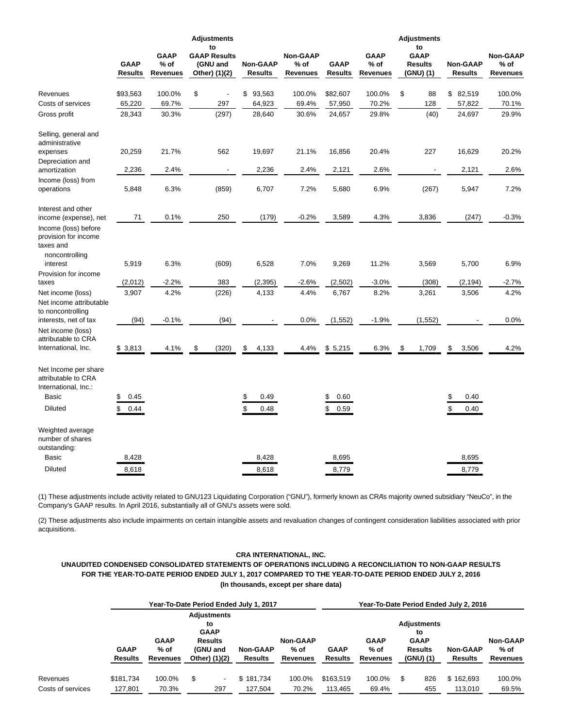| | GAAP Results | GAAP % of Revenues | Adjustments to GAAP Results (GNU and Other) (1)(2) | Non-GAAP Results | Non-GAAP % of Revenues | GAAP Results | GAAP % of Revenues | Adjustments to GAAP Results (GNU) (1) | Non-GAAP Results | Non-GAAP % of Revenues |
|---|---|---|---|---|---|---|---|---|---|---|
| Revenues | $93,563 | 100.0% | $ - | $ 93,563 | 100.0% | $82,607 | 100.0% | $ 88 | $ 82,519 | 100.0% |
| Costs of services | 65,220 | 69.7% | 297 | 64,923 | 69.4% | 57,950 | 70.2% | 128 | 57,822 | 70.1% |
| Gross profit | 28,343 | 30.3% | (297) | 28,640 | 30.6% | 24,657 | 29.8% | (40) | 24,697 | 29.9% |
| Selling, general and administrative expenses | 20,259 | 21.7% | 562 | 19,697 | 21.1% | 16,856 | 20.4% | 227 | 16,629 | 20.2% |
| Depreciation and amortization | 2,236 | 2.4% | - | 2,236 | 2.4% | 2,121 | 2.6% | - | 2,121 | 2.6% |
| Income (loss) from operations | 5,848 | 6.3% | (859) | 6,707 | 7.2% | 5,680 | 6.9% | (267) | 5,947 | 7.2% |
| Interest and other income (expense), net | 71 | 0.1% | 250 | (179) | -0.2% | 3,589 | 4.3% | 3,836 | (247) | -0.3% |
| Income (loss) before provision for income taxes and noncontrolling interest | 5,919 | 6.3% | (609) | 6,528 | 7.0% | 9,269 | 11.2% | 3,569 | 5,700 | 6.9% |
| Provision for income taxes | (2,012) | -2.2% | 383 | (2,395) | -2.6% | (2,502) | -3.0% | (308) | (2,194) | -2.7% |
| Net income (loss) | 3,907 | 4.2% | (226) | 4,133 | 4.4% | 6,767 | 8.2% | 3,261 | 3,506 | 4.2% |
| Net income attributable to noncontrolling interests, net of tax | (94) | -0.1% | (94) | - | 0.0% | (1,552) | -1.9% | (1,552) | - | 0.0% |
| Net income (loss) attributable to CRA International, Inc. | $ 3,813 | 4.1% | $ (320) | $ 4,133 | 4.4% | $ 5,215 | 6.3% | $ 1,709 | $ 3,506 | 4.2% |
| Net Income per share attributable to CRA International, Inc.: | | | | | | | | | | |
| Basic | $ 0.45 | | | $ 0.49 | | $ 0.60 | | | $ 0.40 | |
| Diluted | $ 0.44 | | | $ 0.48 | | $ 0.59 | | | $ 0.40 | |
| Weighted average number of shares outstanding: | | | | | | | | | | |
| Basic | 8,428 | | | 8,428 | | 8,695 | | | 8,695 | |
| Diluted | 8,618 | | | 8,618 | | 8,779 | | | 8,779 | |

(1) These adjustments include activity related to GNU123 Liquidating Corporation ("GNU"), formerly known as CRA's majority owned subsidiary "NeuCo", in the Company's GAAP results. In April 2016, substantially all of GNU's assets were sold.

(2) These adjustments also include impairments on certain intangible assets and revaluation changes of contingent consideration liabilities associated with prior acquisitions.

**CRA INTERNATIONAL, INC.**
**UNAUDITED CONDENSED CONSOLIDATED STATEMENTS OF OPERATIONS INCLUDING A RECONCILIATION TO NON-GAAP RESULTS**
**FOR THE YEAR-TO-DATE PERIOD ENDED JULY 1, 2017 COMPARED TO THE YEAR-TO-DATE PERIOD ENDED JULY 2, 2016**
**(In thousands, except per share data)**

| | Year-To-Date Period Ended July 1, 2017 | | | | | Year-To-Date Period Ended July 2, 2016 | | | | |
|---|---|---|---|---|---|---|---|---|---|---|
| | GAAP Results | GAAP % of Revenues | Adjustments to GAAP Results (GNU and Other) (1)(2) | Non-GAAP Results | Non-GAAP % of Revenues | GAAP Results | GAAP % of Revenues | Adjustments to GAAP Results (GNU) (1) | Non-GAAP Results | Non-GAAP % of Revenues |
| Revenues | $181,734 | 100.0% | $ - | $ 181,734 | 100.0% | $163,519 | 100.0% | $ 826 | $ 162,693 | 100.0% |
| Costs of services | 127,801 | 70.3% | 297 | 127,504 | 70.2% | 113,465 | 69.4% | 455 | 113,010 | 69.5% |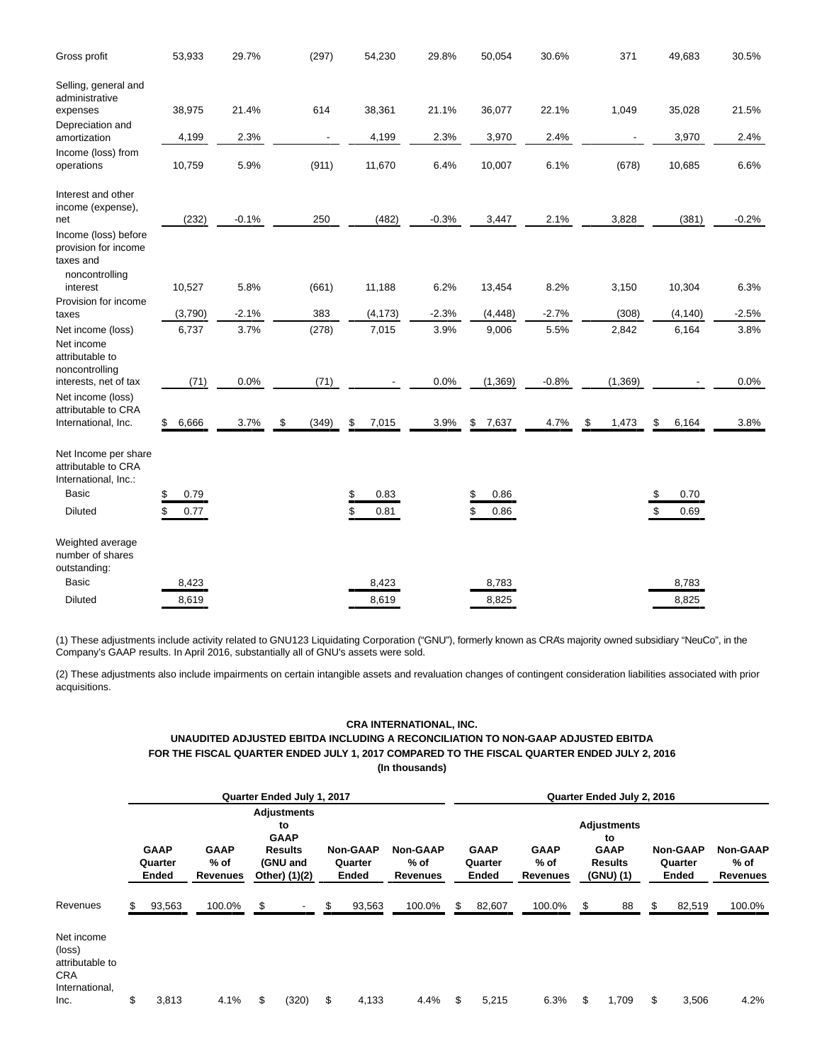| | | | | | | | | | | |
|---|---|---|---|---|---|---|---|---|---|---|
| Gross profit | 53,933 | 29.7% | (297) | 54,230 | 29.8% | 50,054 | 30.6% | 371 | 49,683 | 30.5% |
| Selling, general and administrative expenses | 38,975 | 21.4% | 614 | 38,361 | 21.1% | 36,077 | 22.1% | 1,049 | 35,028 | 21.5% |
| Depreciation and amortization | 4,199 | 2.3% | - | 4,199 | 2.3% | 3,970 | 2.4% | - | 3,970 | 2.4% |
| Income (loss) from operations | 10,759 | 5.9% | (911) | 11,670 | 6.4% | 10,007 | 6.1% | (678) | 10,685 | 6.6% |
| Interest and other income (expense), net | (232) | -0.1% | 250 | (482) | -0.3% | 3,447 | 2.1% | 3,828 | (381) | -0.2% |
| Income (loss) before provision for income taxes and noncontrolling interest | 10,527 | 5.8% | (661) | 11,188 | 6.2% | 13,454 | 8.2% | 3,150 | 10,304 | 6.3% |
| Provision for income taxes | (3,790) | -2.1% | 383 | (4,173) | -2.3% | (4,448) | -2.7% | (308) | (4,140) | -2.5% |
| Net income (loss) | 6,737 | 3.7% | (278) | 7,015 | 3.9% | 9,006 | 5.5% | 2,842 | 6,164 | 3.8% |
| Net income attributable to noncontrolling interests, net of tax | (71) | 0.0% | (71) | - | 0.0% | (1,369) | -0.8% | (1,369) | - | 0.0% |
| Net income (loss) attributable to CRA International, Inc. | $ 6,666 | 3.7% | $ (349) | $ 7,015 | 3.9% | $ 7,637 | 4.7% | $ 1,473 | $ 6,164 | 3.8% |
| Net Income per share attributable to CRA International, Inc.: | | | | | | | | | | |
| Basic | $ 0.79 | | | $ 0.83 | | $ 0.86 | | | $ 0.70 | |
| Diluted | $ 0.77 | | | $ 0.81 | | $ 0.86 | | | $ 0.69 | |
| Weighted average number of shares outstanding: | | | | | | | | | | |
| Basic | 8,423 | | | 8,423 | | 8,783 | | | 8,783 | |
| Diluted | 8,619 | | | 8,619 | | 8,825 | | | 8,825 | |

(1) These adjustments include activity related to GNU123 Liquidating Corporation ("GNU"), formerly known as CRA's majority owned subsidiary "NeuCo", in the Company's GAAP results. In April 2016, substantially all of GNU's assets were sold.

(2) These adjustments also include impairments on certain intangible assets and revaluation changes of contingent consideration liabilities associated with prior acquisitions.

**CRA INTERNATIONAL, INC.**
**UNAUDITED ADJUSTED EBITDA INCLUDING A RECONCILIATION TO NON-GAAP ADJUSTED EBITDA**
**FOR THE FISCAL QUARTER ENDED JULY 1, 2017 COMPARED TO THE FISCAL QUARTER ENDED JULY 2, 2016**
**(In thousands)**

| | Quarter Ended July 1, 2017 | | | | | Quarter Ended July 2, 2016 | | | | |
|---|---|---|---|---|---|---|---|---|---|---|
| | GAAP Quarter Ended | GAAP % of Revenues | Adjustments to GAAP Results (GNU and Other) (1)(2) | Non-GAAP Quarter Ended | Non-GAAP % of Revenues | GAAP Quarter Ended | GAAP % of Revenues | Adjustments to GAAP Results (GNU) (1) | Non-GAAP Quarter Ended | Non-GAAP % of Revenues |
| Revenues | $ 93,563 | 100.0% | $ - | $ 93,563 | 100.0% | $ 82,607 | 100.0% | $ 88 | $ 82,519 | 100.0% |
| Net income (loss) attributable to CRA International, Inc. | $ 3,813 | 4.1% | $ (320) | $ 4,133 | 4.4% | $ 5,215 | 6.3% | $ 1,709 | $ 3,506 | 4.2% |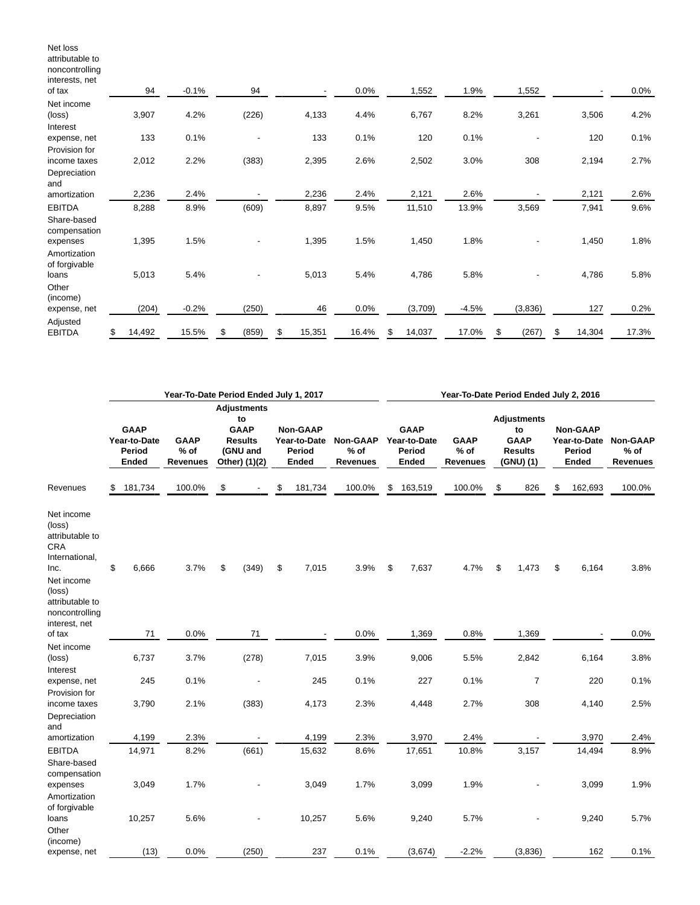| | | | | | | | | | | |
|---|---|---|---|---|---|---|---|---|---|---|
| Net loss attributable to noncontrolling interests, net of tax | 94 | -0.1% | 94 | - | 0.0% | 1,552 | 1.9% | 1,552 | - | 0.0% |
| Net income (loss) | 3,907 | 4.2% | (226) | 4,133 | 4.4% | 6,767 | 8.2% | 3,261 | 3,506 | 4.2% |
| Interest expense, net | 133 | 0.1% | - | 133 | 0.1% | 120 | 0.1% | - | 120 | 0.1% |
| Provision for income taxes | 2,012 | 2.2% | (383) | 2,395 | 2.6% | 2,502 | 3.0% | 308 | 2,194 | 2.7% |
| Depreciation and amortization | 2,236 | 2.4% | - | 2,236 | 2.4% | 2,121 | 2.6% | - | 2,121 | 2.6% |
| EBITDA | 8,288 | 8.9% | (609) | 8,897 | 9.5% | 11,510 | 13.9% | 3,569 | 7,941 | 9.6% |
| Share-based compensation expenses | 1,395 | 1.5% | - | 1,395 | 1.5% | 1,450 | 1.8% | - | 1,450 | 1.8% |
| Amortization of forgivable loans | 5,013 | 5.4% | - | 5,013 | 5.4% | 4,786 | 5.8% | - | 4,786 | 5.8% |
| Other (income) expense, net | (204) | -0.2% | (250) | 46 | 0.0% | (3,709) | -4.5% | (3,836) | 127 | 0.2% |
| Adjusted EBITDA | $ 14,492 | 15.5% | $ (859) | $ 15,351 | 16.4% | $ 14,037 | 17.0% | $ (267) | $ 14,304 | 17.3% |

| | Year-To-Date Period Ended July 1, 2017 | | | | | Year-To-Date Period Ended July 2, 2016 | | | | |
|---|---|---|---|---|---|---|---|---|---|---|
| | GAAP Year-to-Date Period Ended | GAAP % of Revenues | Adjustments to GAAP Results (GNU and Other) (1)(2) | Non-GAAP Year-to-Date Period Ended | Non-GAAP % of Revenues | GAAP Year-to-Date Period Ended | GAAP % of Revenues | Adjustments to GAAP Results (GNU) (1) | Non-GAAP Year-to-Date Period Ended | Non-GAAP % of Revenues |
| Revenues | $ 181,734 | 100.0% | $ - | $ 181,734 | 100.0% | $ 163,519 | 100.0% | $ 826 | $ 162,693 | 100.0% |
| Net income (loss) attributable to CRA International, Inc. | $ 6,666 | 3.7% | $ (349) | $ 7,015 | 3.9% | $ 7,637 | 4.7% | $ 1,473 | $ 6,164 | 3.8% |
| Net income (loss) attributable to noncontrolling interest, net of tax | 71 | 0.0% | 71 | - | 0.0% | 1,369 | 0.8% | 1,369 | - | 0.0% |
| Net income (loss) | 6,737 | 3.7% | (278) | 7,015 | 3.9% | 9,006 | 5.5% | 2,842 | 6,164 | 3.8% |
| Interest expense, net | 245 | 0.1% | - | 245 | 0.1% | 227 | 0.1% | 7 | 220 | 0.1% |
| Provision for income taxes | 3,790 | 2.1% | (383) | 4,173 | 2.3% | 4,448 | 2.7% | 308 | 4,140 | 2.5% |
| Depreciation and amortization | 4,199 | 2.3% | - | 4,199 | 2.3% | 3,970 | 2.4% | - | 3,970 | 2.4% |
| EBITDA | 14,971 | 8.2% | (661) | 15,632 | 8.6% | 17,651 | 10.8% | 3,157 | 14,494 | 8.9% |
| Share-based compensation expenses | 3,049 | 1.7% | - | 3,049 | 1.7% | 3,099 | 1.9% | - | 3,099 | 1.9% |
| Amortization of forgivable loans | 10,257 | 5.6% | - | 10,257 | 5.6% | 9,240 | 5.7% | - | 9,240 | 5.7% |
| Other (income) expense, net | (13) | 0.0% | (250) | 237 | 0.1% | (3,674) | -2.2% | (3,836) | 162 | 0.1% |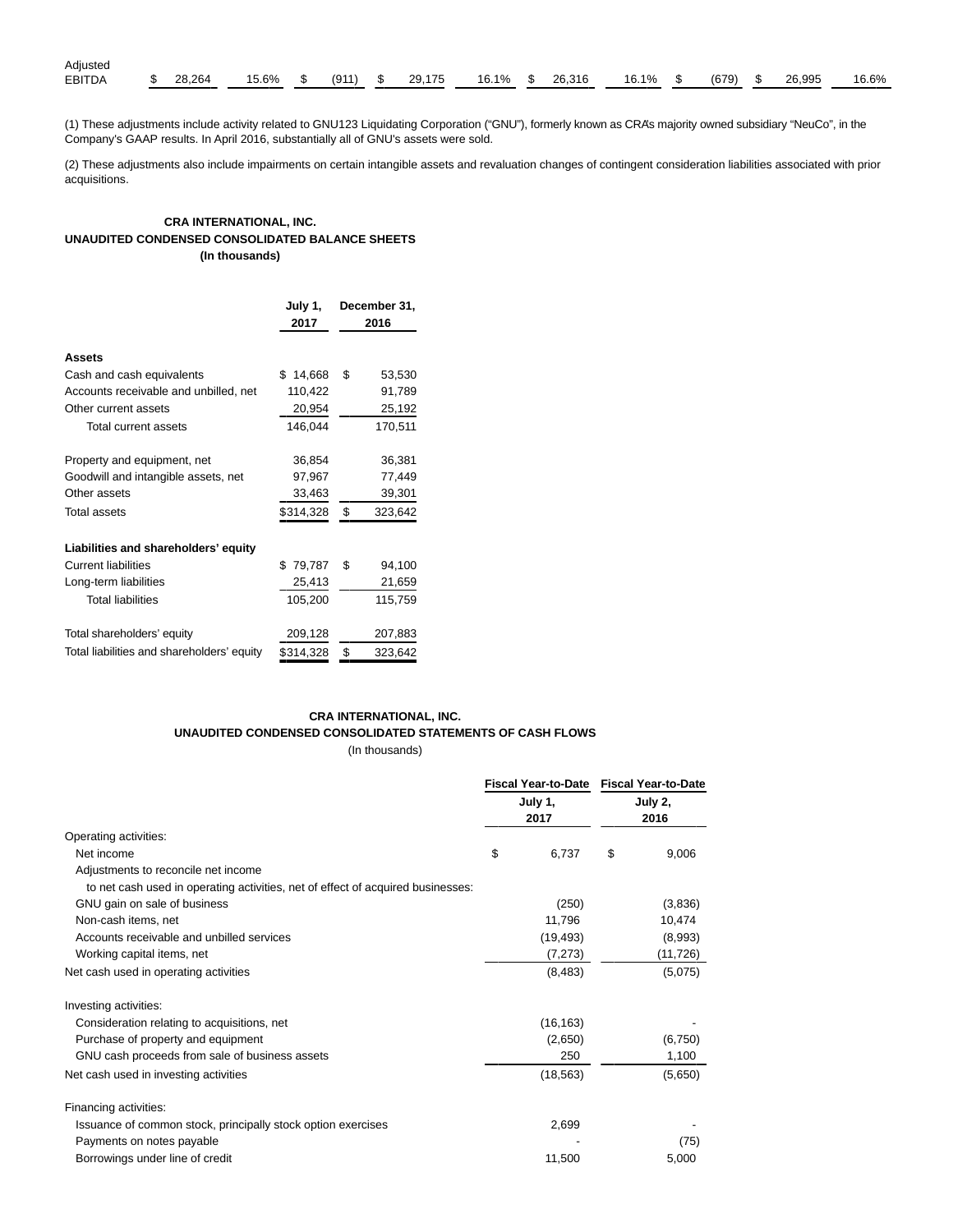| Adjusted EBITDA | $ 28,264 | 15.6% | $ (911) | $ 29,175 | 16.1% | $ 26,316 | 16.1% | $ (679) | $ 26,995 | 16.6% |
|---|---|---|---|---|---|---|---|---|---|---|

(1) These adjustments include activity related to GNU123 Liquidating Corporation ("GNU"), formerly known as CRA's majority owned subsidiary "NeuCo", in the Company's GAAP results. In April 2016, substantially all of GNU's assets were sold.

(2) These adjustments also include impairments on certain intangible assets and revaluation changes of contingent consideration liabilities associated with prior acquisitions.

**CRA INTERNATIONAL, INC.**
**UNAUDITED CONDENSED CONSOLIDATED BALANCE SHEETS**
**(In thousands)**

| | July 1, 2017 | December 31, 2016 |
|---|---|---|
| **Assets** | | |
| Cash and cash equivalents | $ 14,668 | $ 53,530 |
| Accounts receivable and unbilled, net | 110,422 | 91,789 |
| Other current assets | 20,954 | 25,192 |
| Total current assets | 146,044 | 170,511 |
| | | |
| Property and equipment, net | 36,854 | 36,381 |
| Goodwill and intangible assets, net | 97,967 | 77,449 |
| Other assets | 33,463 | 39,301 |
| Total assets | $314,328 | $ 323,642 |
| | | |
| **Liabilities and shareholders' equity** | | |
| Current liabilities | $ 79,787 | $ 94,100 |
| Long-term liabilities | 25,413 | 21,659 |
| Total liabilities | 105,200 | 115,759 |
| | | |
| Total shareholders' equity | 209,128 | 207,883 |
| Total liabilities and shareholders' equity | $314,328 | $ 323,642 |

**CRA INTERNATIONAL, INC.**
**UNAUDITED CONDENSED CONSOLIDATED STATEMENTS OF CASH FLOWS**
(In thousands)

| | Fiscal Year-to-Date July 1, 2017 | Fiscal Year-to-Date July 2, 2016 |
|---|---|---|
| Operating activities: | | |
| Net income | $ 6,737 | $ 9,006 |
| Adjustments to reconcile net income | | |
| to net cash used in operating activities, net of effect of acquired businesses: | | |
| GNU gain on sale of business | (250) | (3,836) |
| Non-cash items, net | 11,796 | 10,474 |
| Accounts receivable and unbilled services | (19,493) | (8,993) |
| Working capital items, net | (7,273) | (11,726) |
| Net cash used in operating activities | (8,483) | (5,075) |
| | | |
| Investing activities: | | |
| Consideration relating to acquisitions, net | (16,163) | - |
| Purchase of property and equipment | (2,650) | (6,750) |
| GNU cash proceeds from sale of business assets | 250 | 1,100 |
| Net cash used in investing activities | (18,563) | (5,650) |
| | | |
| Financing activities: | | |
| Issuance of common stock, principally stock option exercises | 2,699 | - |
| Payments on notes payable | - | (75) |
| Borrowings under line of credit | 11,500 | 5,000 |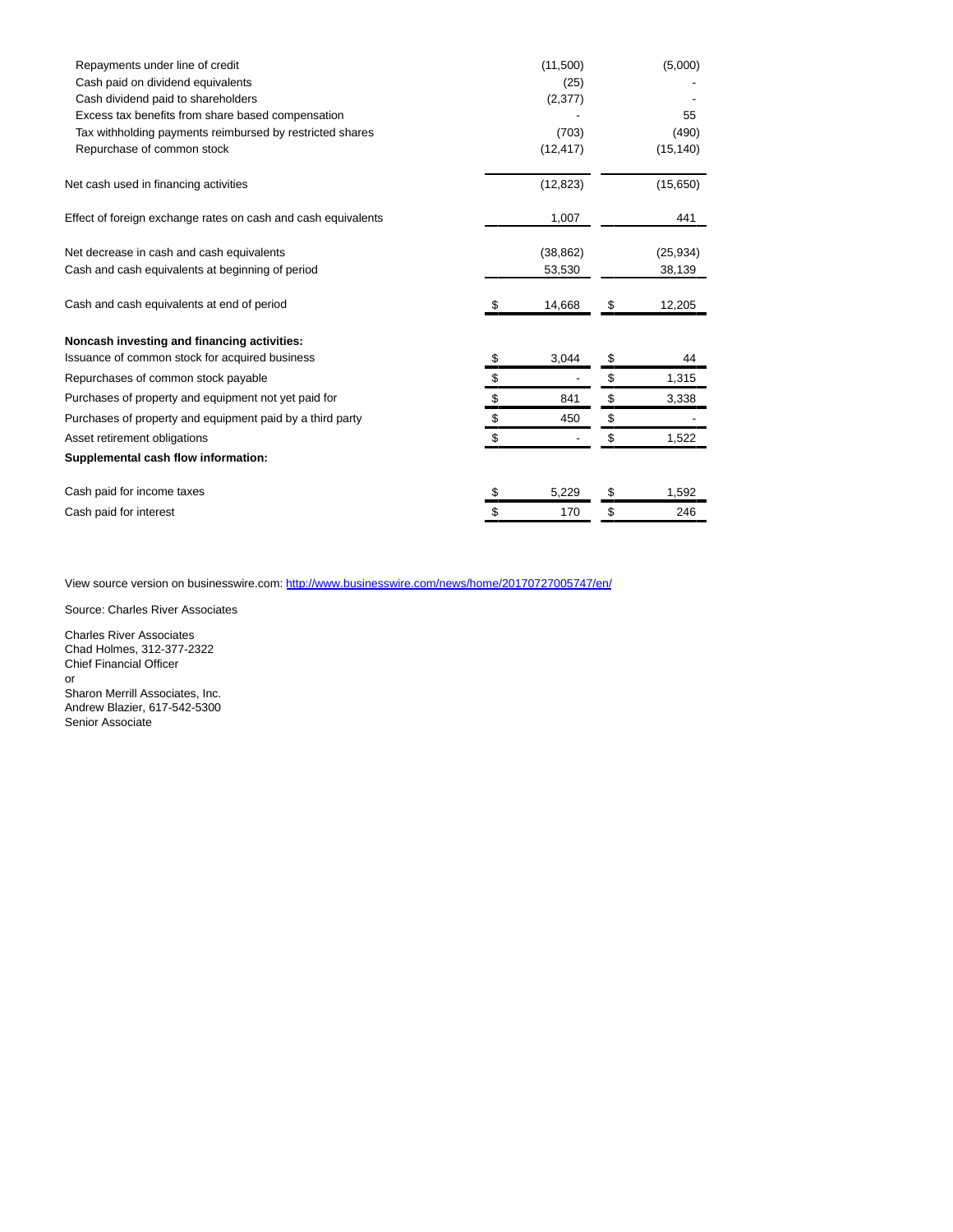| | | |
|---|---|---|
| Repayments under line of credit | (11,500) | (5,000) |
| Cash paid on dividend equivalents | (25) | - |
| Cash dividend paid to shareholders | (2,377) | - |
| Excess tax benefits from share based compensation | - | 55 |
| Tax withholding payments reimbursed by restricted shares | (703) | (490) |
| Repurchase of common stock | (12,417) | (15,140) |
| Net cash used in financing activities | (12,823) | (15,650) |
| Effect of foreign exchange rates on cash and cash equivalents | 1,007 | 441 |
| Net decrease in cash and cash equivalents | (38,862) | (25,934) |
| Cash and cash equivalents at beginning of period | 53,530 | 38,139 |
| Cash and cash equivalents at end of period | $ 14,668 | $ 12,205 |
| **Noncash investing and financing activities:** | | |
| Issuance of common stock for acquired business | $ 3,044 | $ 44 |
| Repurchases of common stock payable | $ - | $ 1,315 |
| Purchases of property and equipment not yet paid for | $ 841 | $ 3,338 |
| Purchases of property and equipment paid by a third party | $ 450 | $ - |
| Asset retirement obligations | $ - | $ 1,522 |
| **Supplemental cash flow information:** | | |
| Cash paid for income taxes | $ 5,229 | $ 1,592 |
| Cash paid for interest | $ 170 | $ 246 |

View source version on businesswire.com: http://www.businesswire.com/news/home/20170727005747/en/

Source: Charles River Associates

Charles River Associates
Chad Holmes, 312-377-2322
Chief Financial Officer
or
Sharon Merrill Associates, Inc.
Andrew Blazier, 617-542-5300
Senior Associate